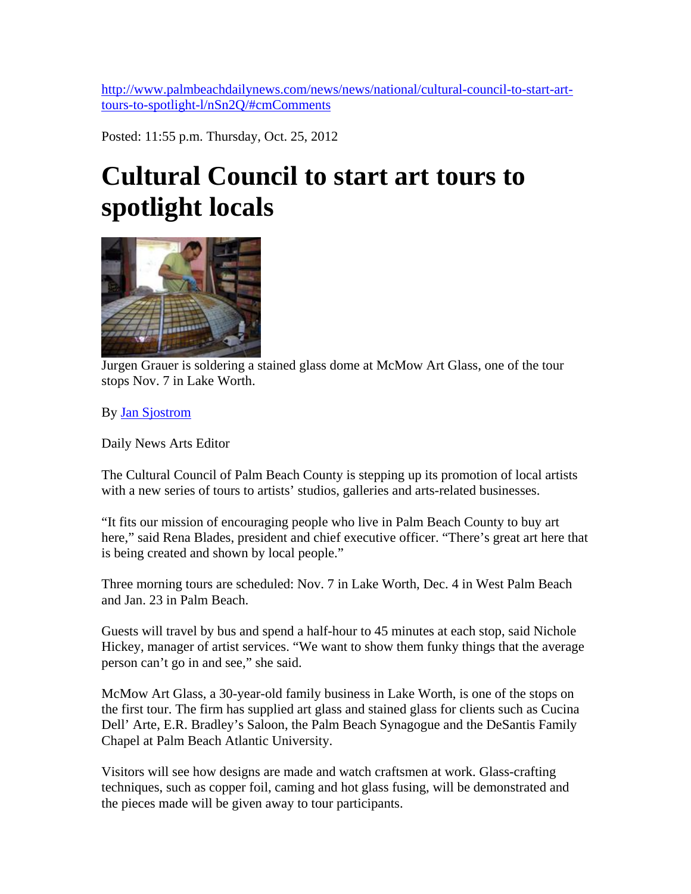http://www.palmbeachdailynews.com/news/news/national/cultural-council-to-start-art-tours-to-spotlight-l/nSn2Q/#cmComments

Posted: 11:55 p.m. Thursday, Oct. 25, 2012

# Cultural Council to start art tours to spotlight locals

Jurgen Grauer is soldering a stained glass dome at McMow Art Glass, one of the tour stops Nov. 7 in Lake Worth.

By Jan Sjostrom

Daily News Arts Editor

The Cultural Council of Palm Beach County is stepping up its promotion of local artists with a new series of tours to artists' studios, galleries and arts-related businesses.

"It fits our mission of encouraging people who live in Palm Beach County to buy art here," said Rena Blades, president and chief executive officer. "There's great art here that is being created and shown by local people."

Three morning tours are scheduled: Nov. 7 in Lake Worth, Dec. 4 in West Palm Beach and Jan. 23 in Palm Beach.

Guests will travel by bus and spend a half-hour to 45 minutes at each stop, said Nichole Hickey, manager of artist services. "We want to show them funky things that the average person can't go in and see," she said.

McMow Art Glass, a 30-year-old family business in Lake Worth, is one of the stops on the first tour. The firm has supplied art glass and stained glass for clients such as Cucina Dell' Arte, E.R. Bradley's Saloon, the Palm Beach Synagogue and the DeSantis Family Chapel at Palm Beach Atlantic University.

Visitors will see how designs are made and watch craftsmen at work. Glass-crafting techniques, such as copper foil, caming and hot glass fusing, will be demonstrated and the pieces made will be given away to tour participants.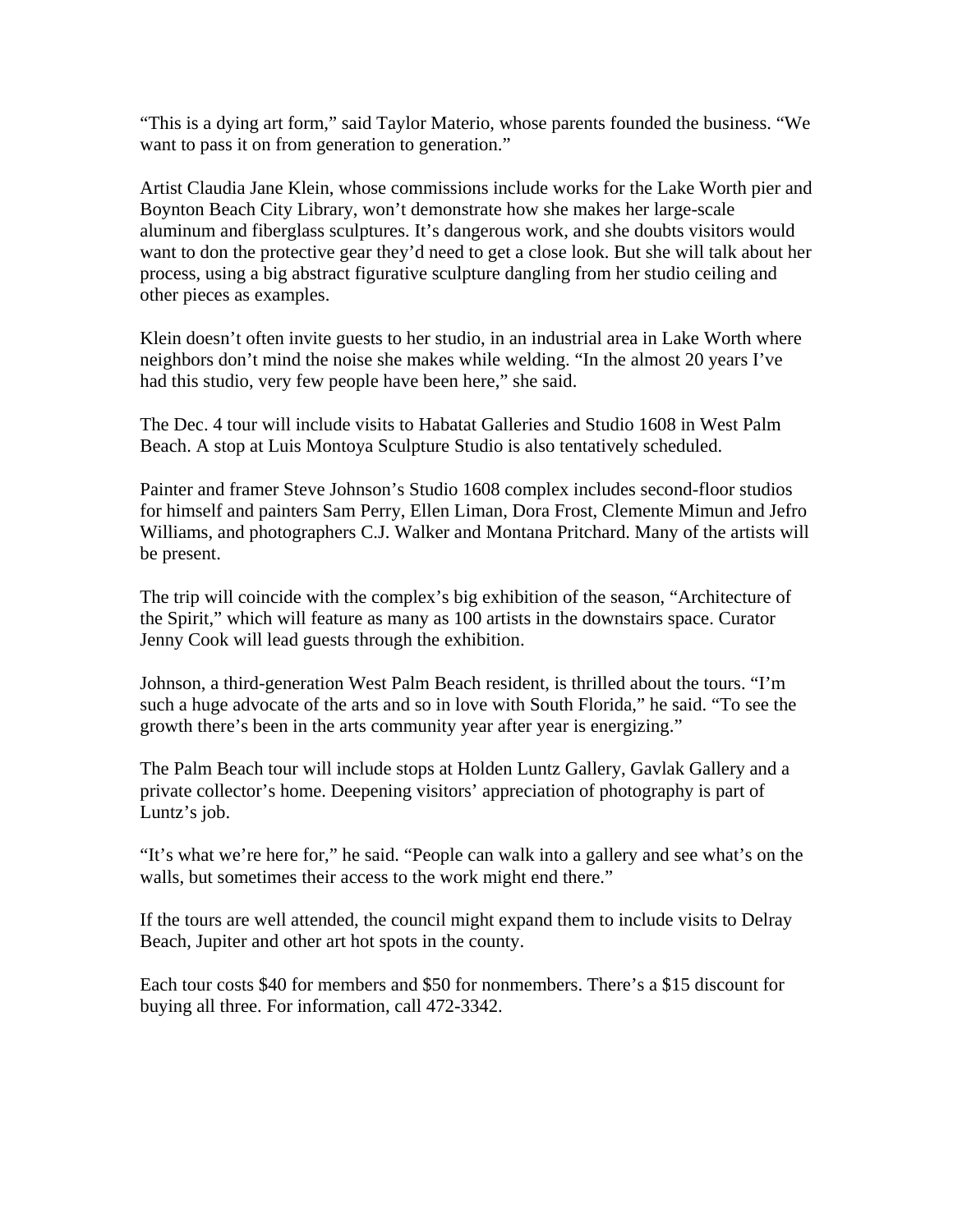"This is a dying art form," said Taylor Materio, whose parents founded the business. "We want to pass it on from generation to generation."

Artist Claudia Jane Klein, whose commissions include works for the Lake Worth pier and Boynton Beach City Library, won't demonstrate how she makes her large-scale aluminum and fiberglass sculptures. It's dangerous work, and she doubts visitors would want to don the protective gear they'd need to get a close look. But she will talk about her process, using a big abstract figurative sculpture dangling from her studio ceiling and other pieces as examples.

Klein doesn't often invite guests to her studio, in an industrial area in Lake Worth where neighbors don't mind the noise she makes while welding. "In the almost 20 years I've had this studio, very few people have been here," she said.

The Dec. 4 tour will include visits to Habatat Galleries and Studio 1608 in West Palm Beach. A stop at Luis Montoya Sculpture Studio is also tentatively scheduled.

Painter and framer Steve Johnson's Studio 1608 complex includes second-floor studios for himself and painters Sam Perry, Ellen Liman, Dora Frost, Clemente Mimun and Jefro Williams, and photographers C.J. Walker and Montana Pritchard. Many of the artists will be present.

The trip will coincide with the complex's big exhibition of the season, "Architecture of the Spirit," which will feature as many as 100 artists in the downstairs space. Curator Jenny Cook will lead guests through the exhibition.

Johnson, a third-generation West Palm Beach resident, is thrilled about the tours. "I'm such a huge advocate of the arts and so in love with South Florida," he said. "To see the growth there's been in the arts community year after year is energizing."

The Palm Beach tour will include stops at Holden Luntz Gallery, Gavlak Gallery and a private collector's home. Deepening visitors' appreciation of photography is part of Luntz's job.

"It's what we're here for," he said. "People can walk into a gallery and see what's on the walls, but sometimes their access to the work might end there."

If the tours are well attended, the council might expand them to include visits to Delray Beach, Jupiter and other art hot spots in the county.

Each tour costs $40 for members and $50 for nonmembers. There's a $15 discount for buying all three. For information, call 472-3342.